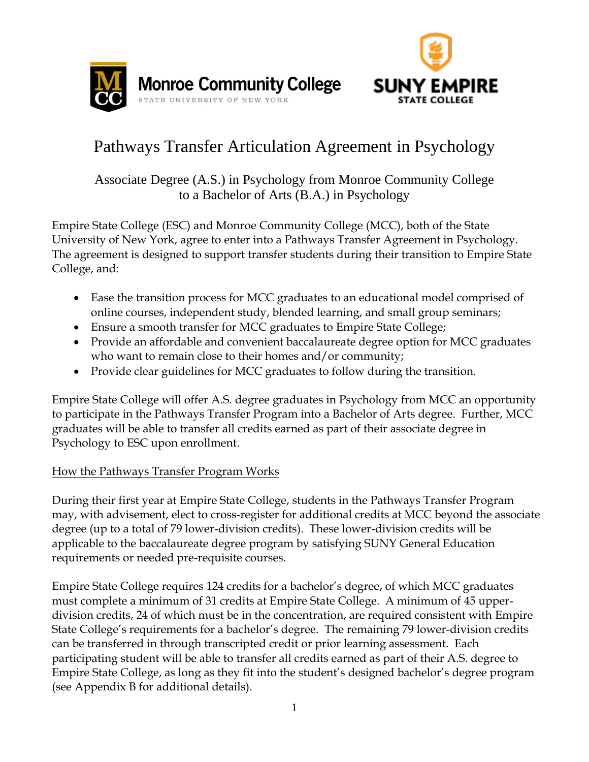# Pathways Transfer Articulation Agreement in Psychology

## Associate Degree (A.S.) in Psychology from Monroe Community College to a Bachelor of Arts (B.A.) in Psychology

Empire State College (ESC) and Monroe Community College (MCC), both of the State University of New York, agree to enter into a Pathways Transfer Agreement in Psychology. The agreement is designed to support transfer students during their transition to Empire State College, and:

- Ease the transition process for MCC graduates to an educational model comprised of online courses, independent study, blended learning, and small group seminars;
- Ensure a smooth transfer for MCC graduates to Empire State College;
- Provide an affordable and convenient baccalaureate degree option for MCC graduates who want to remain close to their homes and/or community;
- Provide clear guidelines for MCC graduates to follow during the transition.

Empire State College will offer A.S. degree graduates in Psychology from MCC an opportunity to participate in the Pathways Transfer Program into a Bachelor of Arts degree. Further, MCC graduates will be able to transfer all credits earned as part of their associate degree in Psychology to ESC upon enrollment.

<u>How the Pathways Transfer Program Works</u>

During their first year at Empire State College, students in the Pathways Transfer Program may, with advisement, elect to cross-register for additional credits at MCC beyond the associate degree (up to a total of 79 lower-division credits). These lower-division credits will be applicable to the baccalaureate degree program by satisfying SUNY General Education requirements or needed pre-requisite courses.

Empire State College requires 124 credits for a bachelor's degree, of which MCC graduates must complete a minimum of 31 credits at Empire State College. A minimum of 45 upper-division credits, 24 of which must be in the concentration, are required consistent with Empire State College's requirements for a bachelor's degree. The remaining 79 lower-division credits can be transferred in through transcripted credit or prior learning assessment. Each participating student will be able to transfer all credits earned as part of their A.S. degree to Empire State College, as long as they fit into the student's designed bachelor's degree program (see Appendix B for additional details).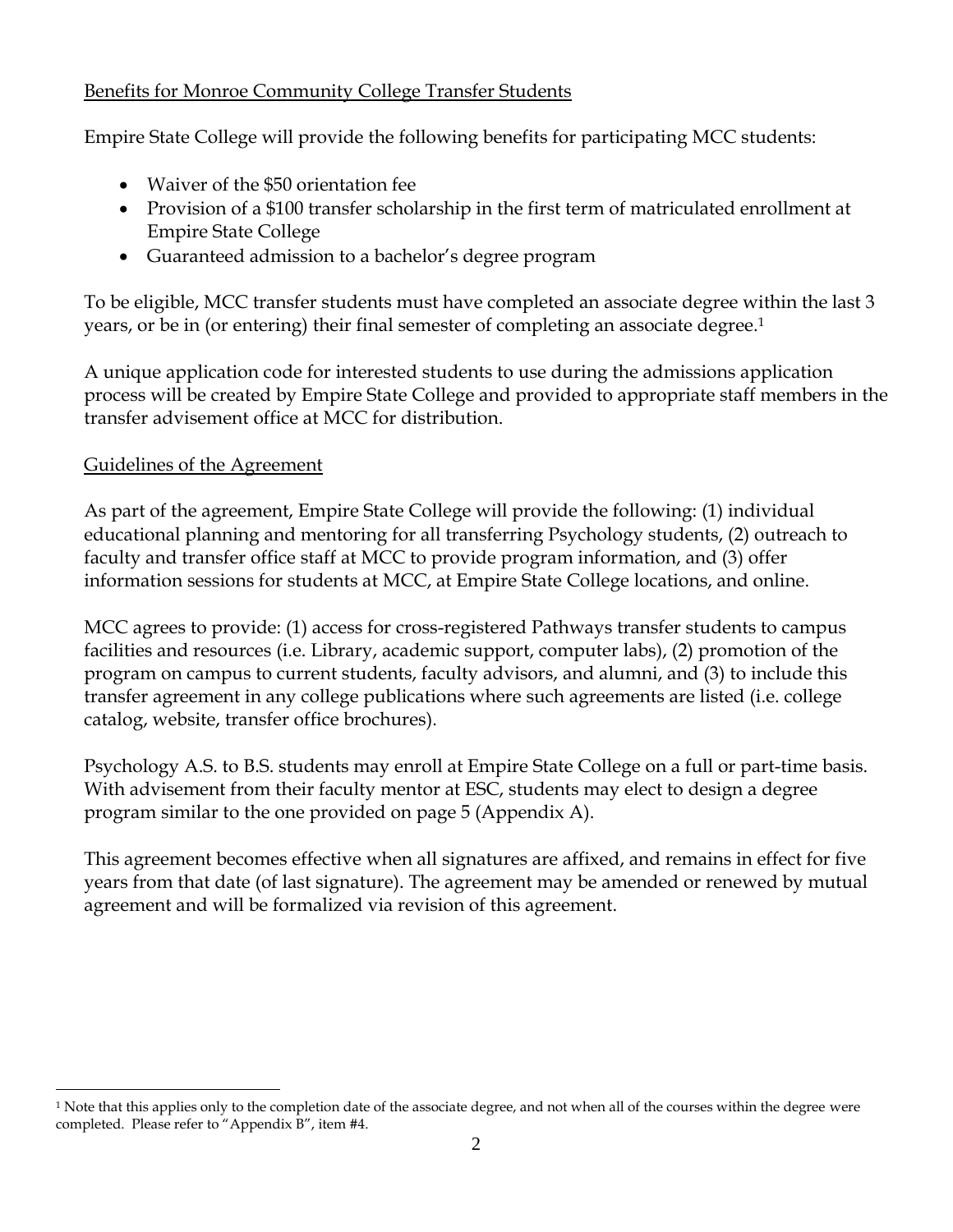Benefits for Monroe Community College Transfer Students

Empire State College will provide the following benefits for participating MCC students:

- Waiver of the $50 orientation fee
- Provision of a $100 transfer scholarship in the first term of matriculated enrollment at Empire State College
- Guaranteed admission to a bachelor's degree program

To be eligible, MCC transfer students must have completed an associate degree within the last 3 years, or be in (or entering) their final semester of completing an associate degree.[1]

A unique application code for interested students to use during the admissions application process will be created by Empire State College and provided to appropriate staff members in the transfer advisement office at MCC for distribution.

Guidelines of the Agreement

As part of the agreement, Empire State College will provide the following: (1) individual educational planning and mentoring for all transferring Psychology students, (2) outreach to faculty and transfer office staff at MCC to provide program information, and (3) offer information sessions for students at MCC, at Empire State College locations, and online.

MCC agrees to provide: (1) access for cross-registered Pathways transfer students to campus facilities and resources (i.e. Library, academic support, computer labs), (2) promotion of the program on campus to current students, faculty advisors, and alumni, and (3) to include this transfer agreement in any college publications where such agreements are listed (i.e. college catalog, website, transfer office brochures).

Psychology A.S. to B.S. students may enroll at Empire State College on a full or part-time basis. With advisement from their faculty mentor at ESC, students may elect to design a degree program similar to the one provided on page 5 (Appendix A).

This agreement becomes effective when all signatures are affixed, and remains in effect for five years from that date (of last signature). The agreement may be amended or renewed by mutual agreement and will be formalized via revision of this agreement.

---

[1] Note that this applies only to the completion date of the associate degree, and not when all of the courses within the degree were completed. Please refer to "Appendix B", item #4.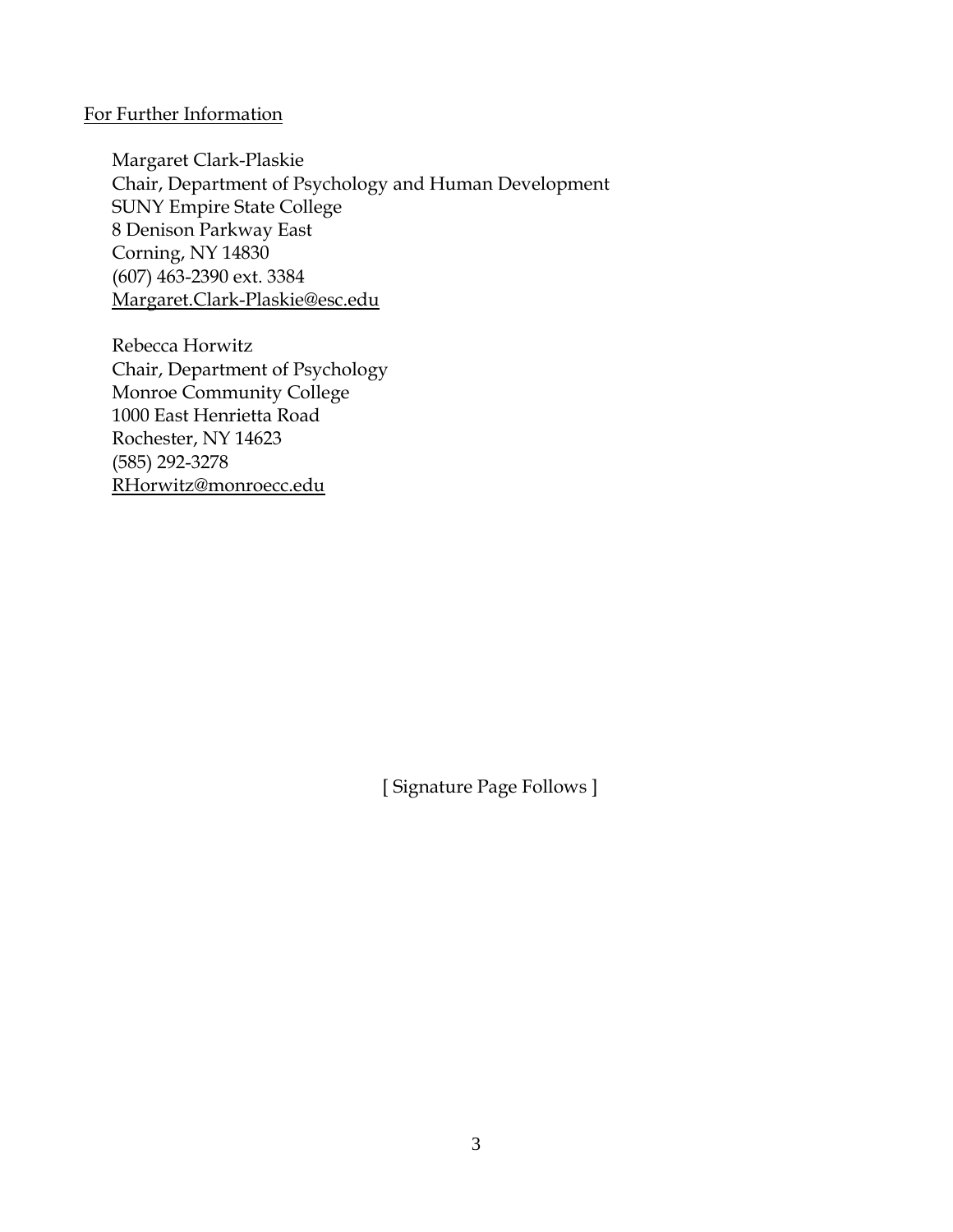<u>For Further Information</u>

Margaret Clark-Plaskie
Chair, Department of Psychology and Human Development
SUNY Empire State College
8 Denison Parkway East
Corning, NY 14830
(607) 463-2390 ext. 3384
Margaret.Clark-Plaskie@esc.edu

Rebecca Horwitz
Chair, Department of Psychology
Monroe Community College
1000 East Henrietta Road
Rochester, NY 14623
(585) 292-3278
RHorwitz@monroecc.edu

[ Signature Page Follows ]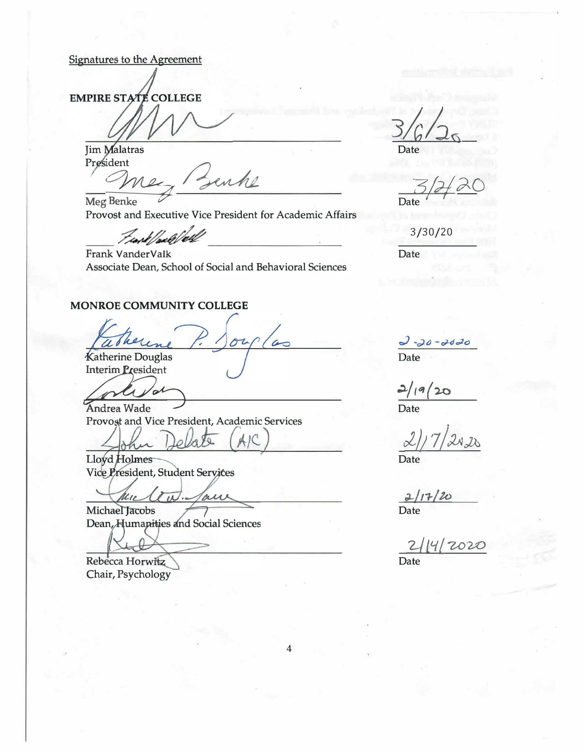Signatures to the Agreement

**EMPIRE STATE COLLEGE**

_______________________________ 3/6/20
Jim Malatras
President
Date

_______________________________ 3/24/20
Meg Benke
Provost and Executive Vice President for Academic Affairs
Date

_______________________________ 3/30/20
Frank VanderValk
Associate Dean, School of Social and Behavioral Sciences
Date

**MONROE COMMUNITY COLLEGE**

_______________________________ 2-20-2020
Katherine Douglas
Interim President
Date

_______________________________ 2/19/20
Andrea Wade
Provost and Vice President, Academic Services
Date

John Delate (A/C) _______________________________ 2/17/2020
Lloyd Holmes
Vice President, Student Services
Date

_______________________________ 2/17/20
Michael Jacobs
Dean, Humanities and Social Sciences
Date

_______________________________ 2/14/2020
Rebecca Horwitz
Chair, Psychology
Date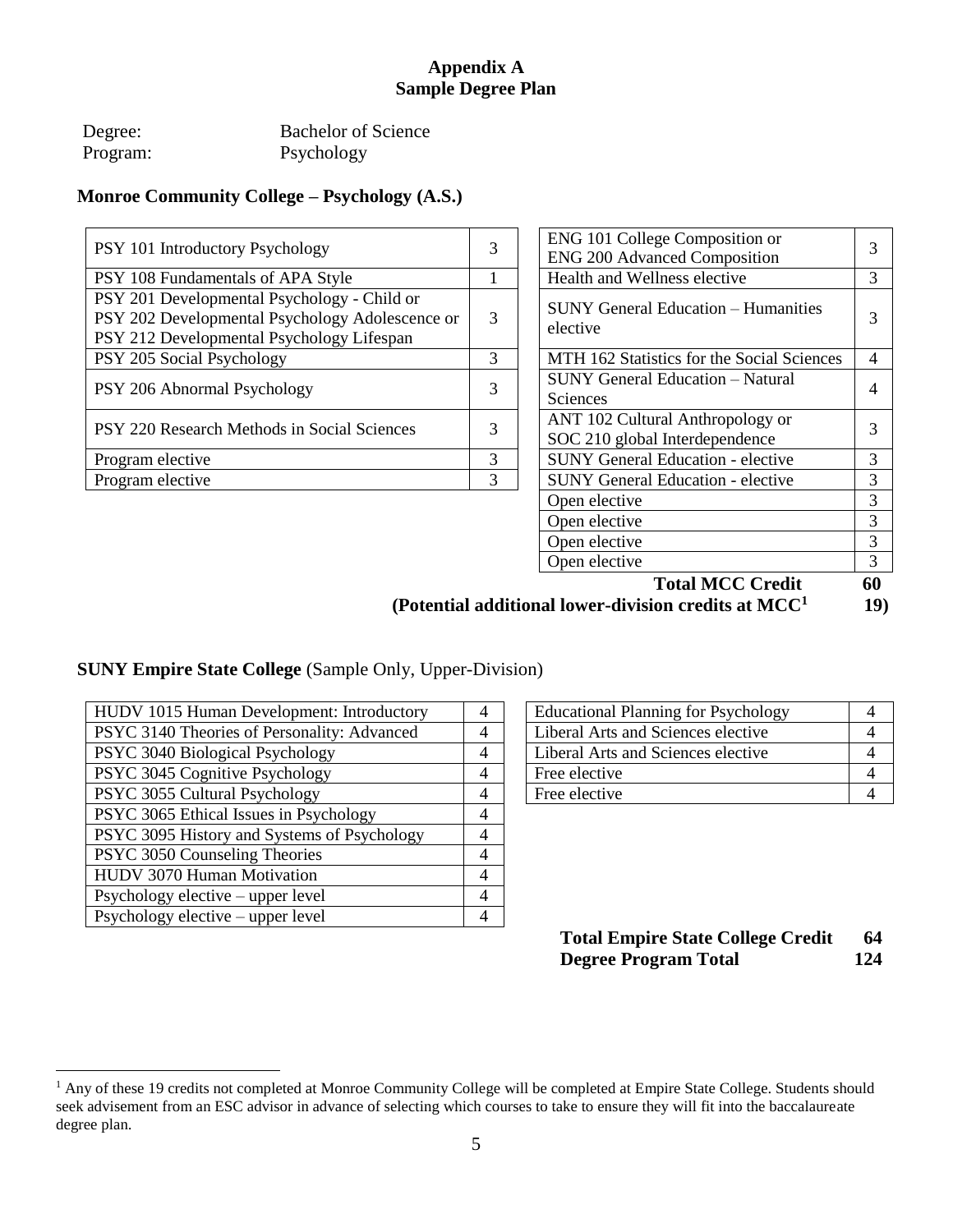# Appendix A
## Sample Degree Plan

Degree: Bachelor of Science
Program: Psychology

### Monroe Community College – Psychology (A.S.)

| Course | Credits |
|---|---|
| PSY 101 Introductory Psychology | 3 |
| PSY 108 Fundamentals of APA Style | 1 |
| PSY 201 Developmental Psychology - Child or PSY 202 Developmental Psychology Adolescence or PSY 212 Developmental Psychology Lifespan | 3 |
| PSY 205 Social Psychology | 3 |
| PSY 206 Abnormal Psychology | 3 |
| PSY 220 Research Methods in Social Sciences | 3 |
| Program elective | 3 |
| Program elective | 3 |

| Course | Credits |
|---|---|
| ENG 101 College Composition or ENG 200 Advanced Composition | 3 |
| Health and Wellness elective | 3 |
| SUNY General Education – Humanities elective | 3 |
| MTH 162 Statistics for the Social Sciences | 4 |
| SUNY General Education – Natural Sciences | 4 |
| ANT 102 Cultural Anthropology or SOC 210 global Interdependence | 3 |
| SUNY General Education - elective | 3 |
| SUNY General Education - elective | 3 |
| Open elective | 3 |
| Open elective | 3 |
| Open elective | 3 |
| Open elective | 3 |

**Total MCC Credit 60**
**(Potential additional lower-division credits at MCC[1] 19)**

### SUNY Empire State College (Sample Only, Upper-Division)

| Course | Credits |
|---|---|
| HUDV 1015 Human Development: Introductory | 4 |
| PSYC 3140 Theories of Personality: Advanced | 4 |
| PSYC 3040 Biological Psychology | 4 |
| PSYC 3045 Cognitive Psychology | 4 |
| PSYC 3055 Cultural Psychology | 4 |
| PSYC 3065 Ethical Issues in Psychology | 4 |
| PSYC 3095 History and Systems of Psychology | 4 |
| PSYC 3050 Counseling Theories | 4 |
| HUDV 3070 Human Motivation | 4 |
| Psychology elective – upper level | 4 |
| Psychology elective – upper level | 4 |

| Course | Credits |
|---|---|
| Educational Planning for Psychology | 4 |
| Liberal Arts and Sciences elective | 4 |
| Liberal Arts and Sciences elective | 4 |
| Free elective | 4 |
| Free elective | 4 |

**Total Empire State College Credit 64**
**Degree Program Total 124**

[1] Any of these 19 credits not completed at Monroe Community College will be completed at Empire State College. Students should seek advisement from an ESC advisor in advance of selecting which courses to take to ensure they will fit into the baccalaureate degree plan.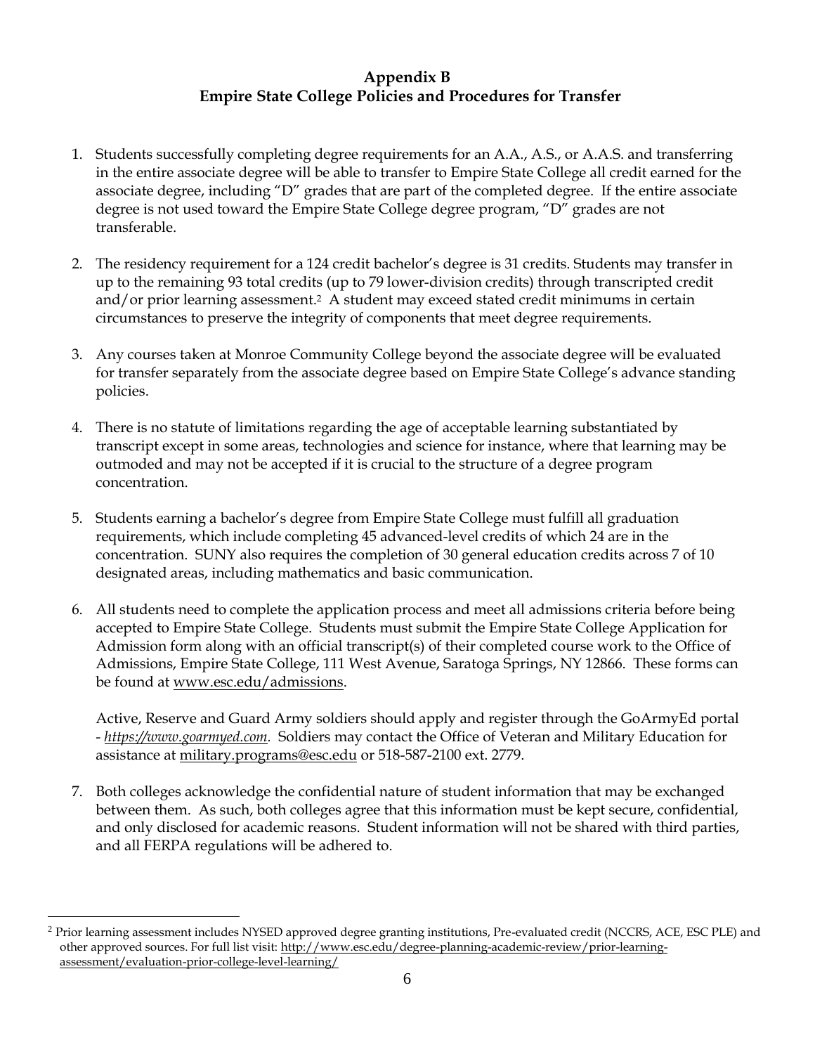## Appendix B
## Empire State College Policies and Procedures for Transfer

1. Students successfully completing degree requirements for an A.A., A.S., or A.A.S. and transferring in the entire associate degree will be able to transfer to Empire State College all credit earned for the associate degree, including "D" grades that are part of the completed degree. If the entire associate degree is not used toward the Empire State College degree program, "D" grades are not transferable.

2. The residency requirement for a 124 credit bachelor's degree is 31 credits. Students may transfer in up to the remaining 93 total credits (up to 79 lower-division credits) through transcripted credit and/or prior learning assessment.[2] A student may exceed stated credit minimums in certain circumstances to preserve the integrity of components that meet degree requirements.

3. Any courses taken at Monroe Community College beyond the associate degree will be evaluated for transfer separately from the associate degree based on Empire State College's advance standing policies.

4. There is no statute of limitations regarding the age of acceptable learning substantiated by transcript except in some areas, technologies and science for instance, where that learning may be outmoded and may not be accepted if it is crucial to the structure of a degree program concentration.

5. Students earning a bachelor's degree from Empire State College must fulfill all graduation requirements, which include completing 45 advanced-level credits of which 24 are in the concentration. SUNY also requires the completion of 30 general education credits across 7 of 10 designated areas, including mathematics and basic communication.

6. All students need to complete the application process and meet all admissions criteria before being accepted to Empire State College. Students must submit the Empire State College Application for Admission form along with an official transcript(s) of their completed course work to the Office of Admissions, Empire State College, 111 West Avenue, Saratoga Springs, NY 12866. These forms can be found at www.esc.edu/admissions.

   Active, Reserve and Guard Army soldiers should apply and register through the GoArmyEd portal - *https://www.goarmyed.com*. Soldiers may contact the Office of Veteran and Military Education for assistance at military.programs@esc.edu or 518-587-2100 ext. 2779.

7. Both colleges acknowledge the confidential nature of student information that may be exchanged between them. As such, both colleges agree that this information must be kept secure, confidential, and only disclosed for academic reasons. Student information will not be shared with third parties, and all FERPA regulations will be adhered to.

---

[2] Prior learning assessment includes NYSED approved degree granting institutions, Pre-evaluated credit (NCCRS, ACE, ESC PLE) and other approved sources. For full list visit: http://www.esc.edu/degree-planning-academic-review/prior-learning-assessment/evaluation-prior-college-level-learning/